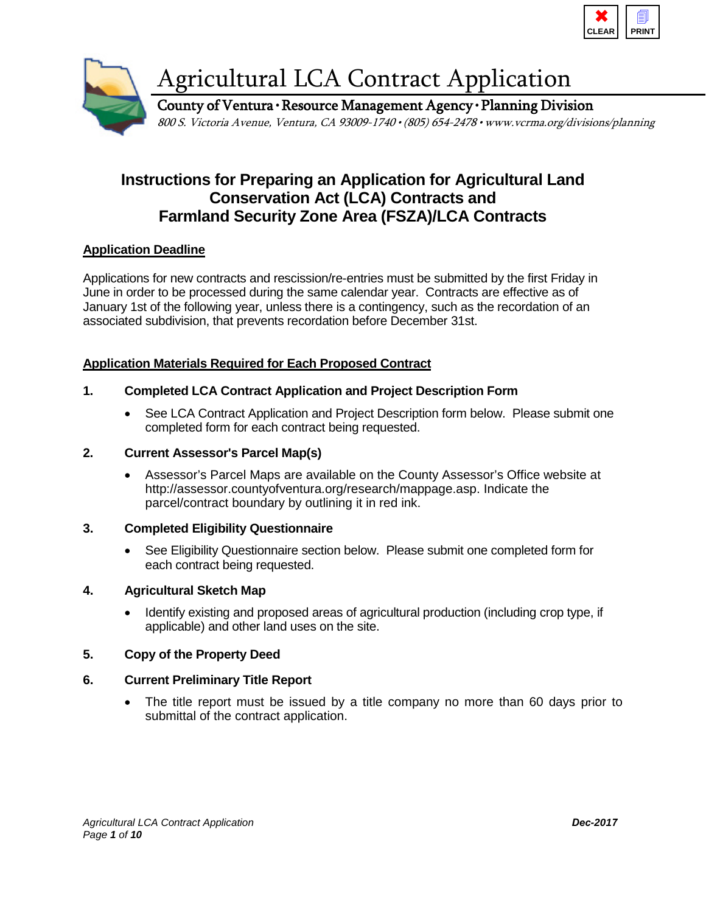# Agricultural LCA Contract Application

County of Ventura • Resource Management Agency • Planning Division

*800 S. Victoria Avenue, Ventura, CA 93009-1740 • (805) 654-2478 • www.vcrma.org/divisions/planning*

## Instructions for Preparing an Application for Agricultural Land Conservation Act (LCA) Contracts and Farmland Security Zone Area (FSZA)/LCA Contracts

### Application Deadline

Applications for new contracts and rescission/re-entries must be submitted by the first Friday in June in order to be processed during the same calendar year. Contracts are effective as of January 1st of the following year, unless there is a contingency, such as the recordation of an associated subdivision, that prevents recordation before December 31st.

### Application Materials Required for Each Proposed Contract

**1. Completed LCA Contract Application and Project Description Form**

- See LCA Contract Application and Project Description form below. Please submit one completed form for each contract being requested.

**2. Current Assessor's Parcel Map(s)**

- Assessor's Parcel Maps are available on the County Assessor's Office website at http://assessor.countyofventura.org/research/mappage.asp. Indicate the parcel/contract boundary by outlining it in red ink.

**3. Completed Eligibility Questionnaire**

- See Eligibility Questionnaire section below. Please submit one completed form for each contract being requested.

**4. Agricultural Sketch Map**

- Identify existing and proposed areas of agricultural production (including crop type, if applicable) and other land uses on the site.

**5. Copy of the Property Deed**

**6. Current Preliminary Title Report**

- The title report must be issued by a title company no more than 60 days prior to submittal of the contract application.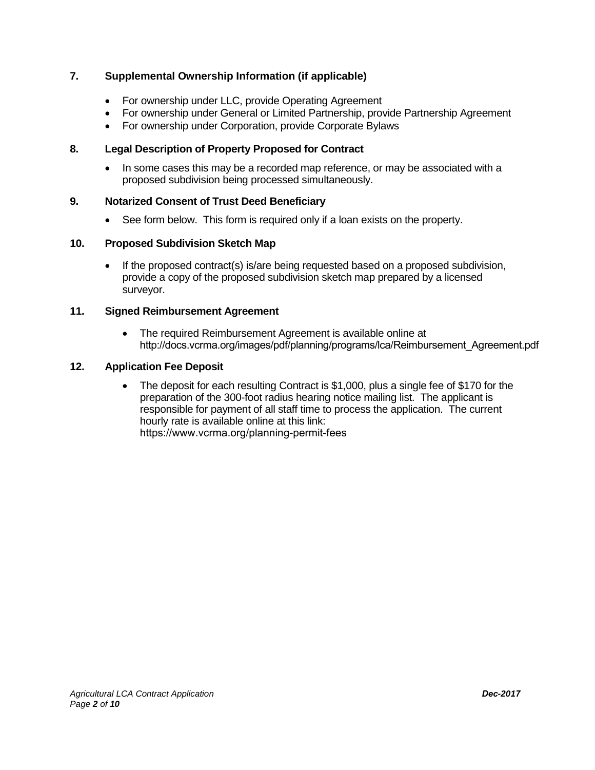### 7. Supplemental Ownership Information (if applicable)

- For ownership under LLC, provide Operating Agreement
- For ownership under General or Limited Partnership, provide Partnership Agreement
- For ownership under Corporation, provide Corporate Bylaws

### 8. Legal Description of Property Proposed for Contract

- In some cases this may be a recorded map reference, or may be associated with a proposed subdivision being processed simultaneously.

### 9. Notarized Consent of Trust Deed Beneficiary

- See form below. This form is required only if a loan exists on the property.

### 10. Proposed Subdivision Sketch Map

- If the proposed contract(s) is/are being requested based on a proposed subdivision, provide a copy of the proposed subdivision sketch map prepared by a licensed surveyor.

### 11. Signed Reimbursement Agreement

- The required Reimbursement Agreement is available online at http://docs.vcrma.org/images/pdf/planning/programs/lca/Reimbursement_Agreement.pdf

### 12. Application Fee Deposit

- The deposit for each resulting Contract is $1,000, plus a single fee of $170 for the preparation of the 300-foot radius hearing notice mailing list. The applicant is responsible for payment of all staff time to process the application. The current hourly rate is available online at this link: https://www.vcrma.org/planning-permit-fees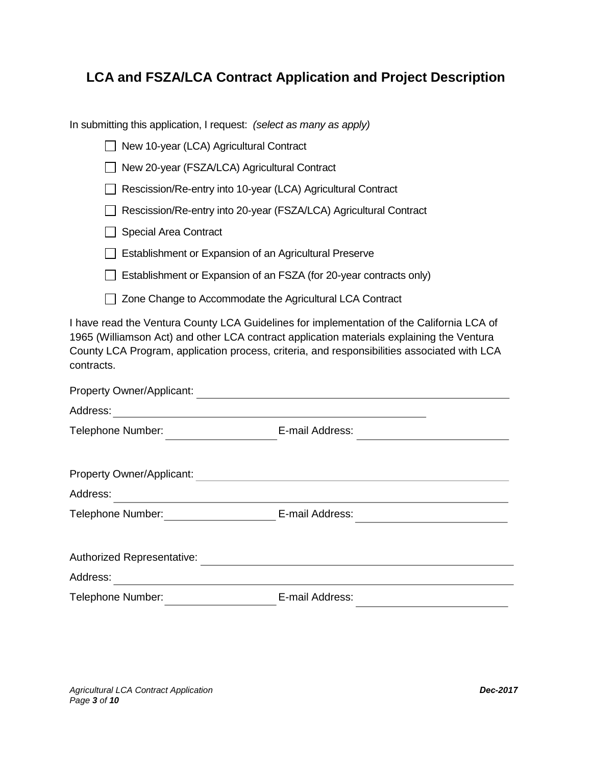# LCA and FSZA/LCA Contract Application and Project Description

In submitting this application, I request: *(select as many as apply)*

- ☐ New 10-year (LCA) Agricultural Contract
- ☐ New 20-year (FSZA/LCA) Agricultural Contract
- ☐ Rescission/Re-entry into 10-year (LCA) Agricultural Contract
- ☐ Rescission/Re-entry into 20-year (FSZA/LCA) Agricultural Contract
- ☐ Special Area Contract
- ☐ Establishment or Expansion of an Agricultural Preserve
- ☐ Establishment or Expansion of an FSZA (for 20-year contracts only)
- ☐ Zone Change to Accommodate the Agricultural LCA Contract

I have read the Ventura County LCA Guidelines for implementation of the California LCA of 1965 (Williamson Act) and other LCA contract application materials explaining the Ventura County LCA Program, application process, criteria, and responsibilities associated with LCA contracts.

Property Owner/Applicant: ______________________________

Address: ______________________________

Telephone Number: ____________ E-mail Address: ____________

Property Owner/Applicant: ______________________________

Address: ______________________________

Telephone Number: ____________ E-mail Address: ____________

Authorized Representative: ______________________________

Address: ______________________________

Telephone Number: ____________ E-mail Address: ____________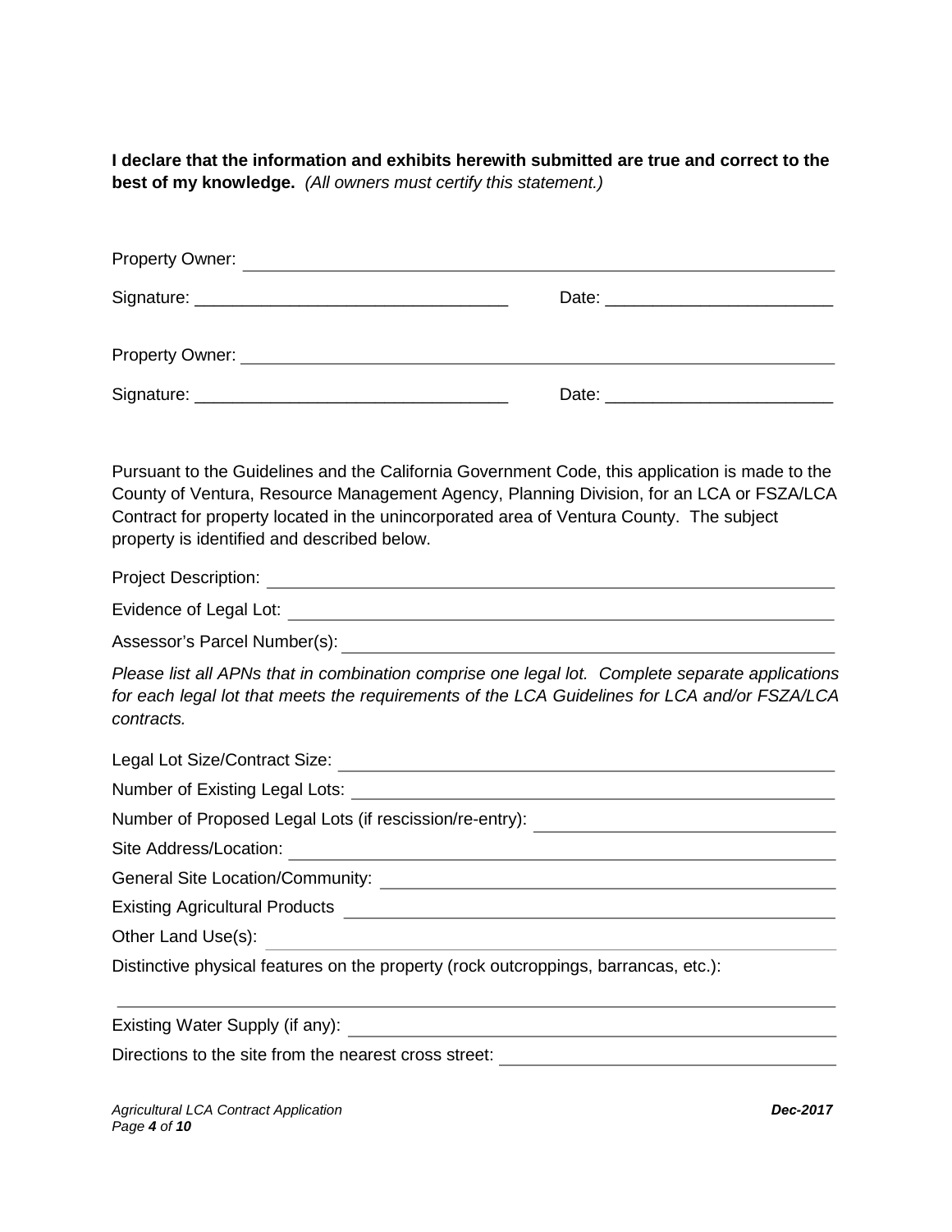**I declare that the information and exhibits herewith submitted are true and correct to the best of my knowledge.** *(All owners must certify this statement.)*

Property Owner: ______________________________________________________________

Signature: _________________________________ Date: ________________________

Property Owner: ______________________________________________________________

Signature: _________________________________ Date: ________________________

Pursuant to the Guidelines and the California Government Code, this application is made to the County of Ventura, Resource Management Agency, Planning Division, for an LCA or FSZA/LCA Contract for property located in the unincorporated area of Ventura County. The subject property is identified and described below.

Project Description: ______________________________________________________

Evidence of Legal Lot: ____________________________________________________

Assessor's Parcel Number(s): _______________________________________________

*Please list all APNs that in combination comprise one legal lot. Complete separate applications for each legal lot that meets the requirements of the LCA Guidelines for LCA and/or FSZA/LCA contracts.*

Legal Lot Size/Contract Size: _______________________________________________

Number of Existing Legal Lots: ______________________________________________

Number of Proposed Legal Lots (if rescission/re-entry): __________________________

Site Address/Location: ____________________________________________________

General Site Location/Community: __________________________________________

Existing Agricultural Products ______________________________________________

Other Land Use(s): ______________________________________________________

Distinctive physical features on the property (rock outcroppings, barrancas, etc.):

__________________________________________________________________________

Existing Water Supply (if any): ______________________________________________

Directions to the site from the nearest cross street: ____________________________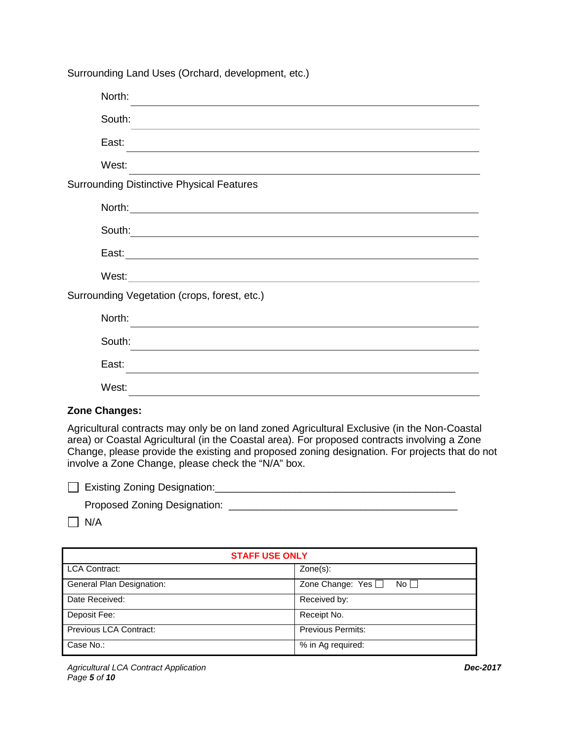Surrounding Land Uses (Orchard, development, etc.)

North: ________________________________________

South: ________________________________________

East: ________________________________________

West: ________________________________________

Surrounding Distinctive Physical Features

North: ________________________________________

South: ________________________________________

East: ________________________________________

West: ________________________________________

Surrounding Vegetation (crops, forest, etc.)

North: ________________________________________

South: ________________________________________

East: ________________________________________

West: ________________________________________

**Zone Changes:**

Agricultural contracts may only be on land zoned Agricultural Exclusive (in the Non-Coastal area) or Coastal Agricultural (in the Coastal area). For proposed contracts involving a Zone Change, please provide the existing and proposed zoning designation. For projects that do not involve a Zone Change, please check the "N/A" box.

☐ Existing Zoning Designation: ________________________________________

Proposed Zoning Designation: ________________________________________

☐ N/A

| STAFF USE ONLY | |
|---|---|
| LCA Contract: | Zone(s): |
| General Plan Designation: | Zone Change: Yes ☐ No ☐ |
| Date Received: | Received by: |
| Deposit Fee: | Receipt No. |
| Previous LCA Contract: | Previous Permits: |
| Case No.: | % in Ag required: |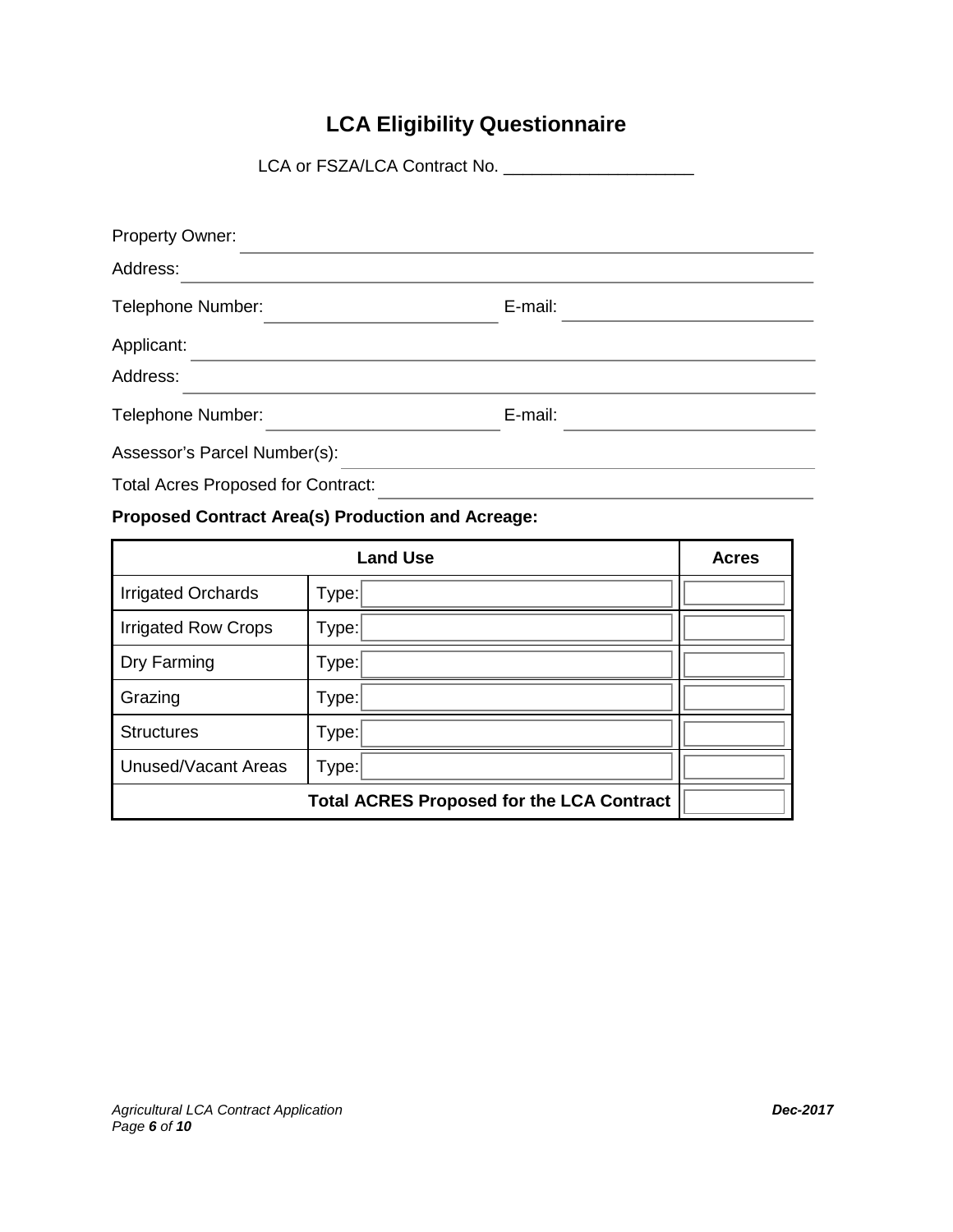# LCA Eligibility Questionnaire

LCA or FSZA/LCA Contract No. ____________________

Property Owner: ____________________________________________

Address: ____________________________________________

Telephone Number: ______________________ E-mail: ______________________

Applicant: ____________________________________________

Address: ____________________________________________

Telephone Number: ______________________ E-mail: ______________________

Assessor's Parcel Number(s): ____________________________________________

Total Acres Proposed for Contract: ____________________________________________

**Proposed Contract Area(s) Production and Acreage:**

| Land Use | | Acres |
| --- | --- | --- |
| Irrigated Orchards | Type: | |
| Irrigated Row Crops | Type: | |
| Dry Farming | Type: | |
| Grazing | Type: | |
| Structures | Type: | |
| Unused/Vacant Areas | Type: | |
| **Total ACRES Proposed for the LCA Contract** | | |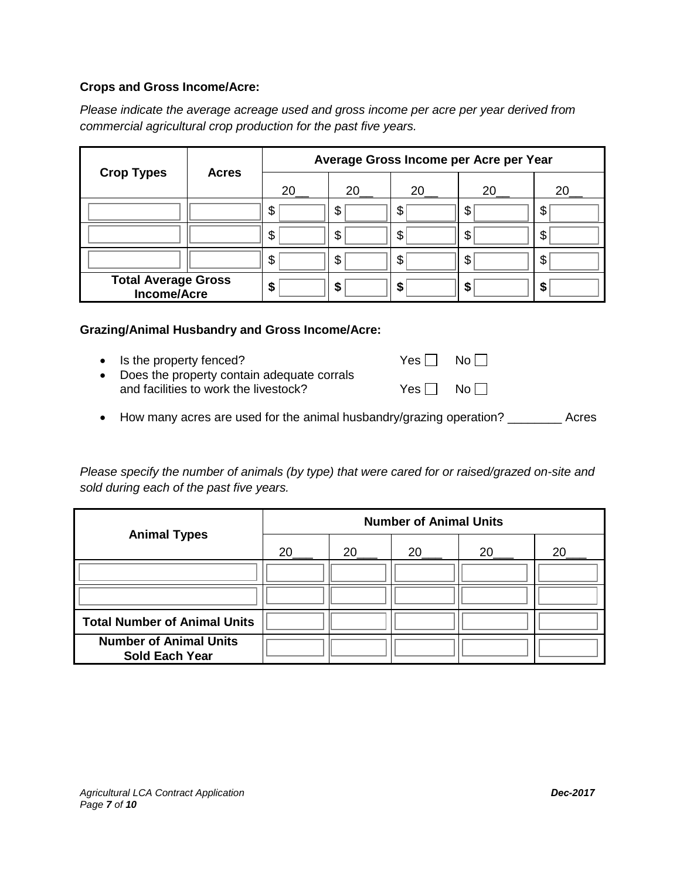**Crops and Gross Income/Acre:**

*Please indicate the average acreage used and gross income per acre per year derived from commercial agricultural crop production for the past five years.*

| Crop Types | Acres | Average Gross Income per Acre per Year | | | | |
|---|---|---|---|---|---|---|
| | | 20__ | 20__ | 20__ | 20__ | 20__ |
| | | $ | $ | $ | $ | $ |
| | | $ | $ | $ | $ | $ |
| | | $ | $ | $ | $ | $ |
| **Total Average Gross Income/Acre** | | **$** | **$** | **$** | **$** | **$** |

**Grazing/Animal Husbandry and Gross Income/Acre:**

- Is the property fenced? Yes ☐ No ☐
- Does the property contain adequate corrals and facilities to work the livestock? Yes ☐ No ☐
- How many acres are used for the animal husbandry/grazing operation? ________ Acres

*Please specify the number of animals (by type) that were cared for or raised/grazed on-site and sold during each of the past five years.*

| Animal Types | Number of Animal Units | | | | |
|---|---|---|---|---|---|
| | 20___ | 20___ | 20___ | 20___ | 20___ |
| | | | | | |
| | | | | | |
| **Total Number of Animal Units** | | | | | |
| **Number of Animal Units Sold Each Year** | | | | | |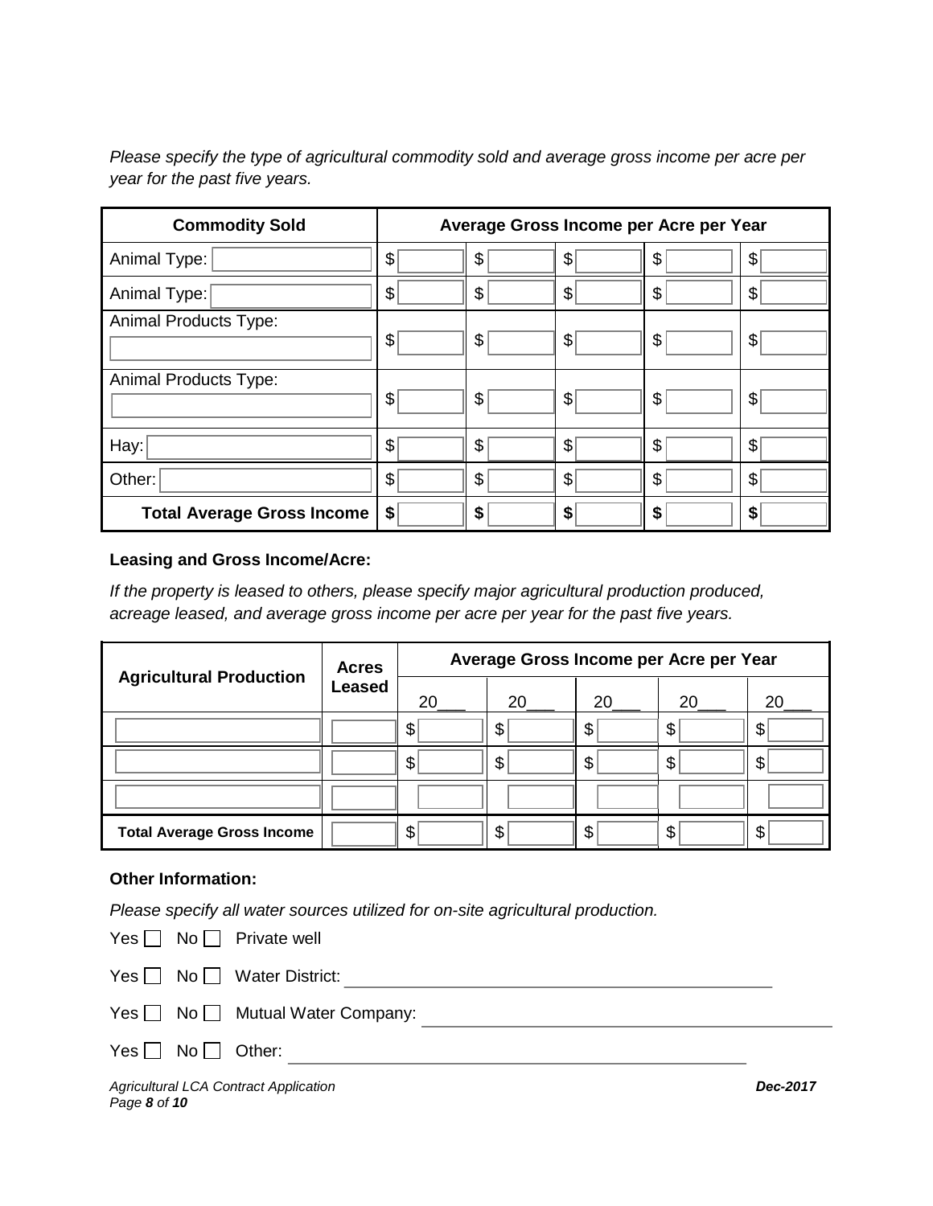*Please specify the type of agricultural commodity sold and average gross income per acre per year for the past five years.*

| Commodity Sold | Average Gross Income per Acre per Year | | | | |
|---|---|---|---|---|---|
| Animal Type: | $ | $ | $ | $ | $ |
| Animal Type: | $ | $ | $ | $ | $ |
| Animal Products Type: | $ | $ | $ | $ | $ |
| Animal Products Type: | $ | $ | $ | $ | $ |
| Hay: | $ | $ | $ | $ | $ |
| Other: | $ | $ | $ | $ | $ |
| **Total Average Gross Income** | **$** | **$** | **$** | **$** | **$** |

**Leasing and Gross Income/Acre:**

*If the property is leased to others, please specify major agricultural production produced, acreage leased, and average gross income per acre per year for the past five years.*

| Agricultural Production | Acres Leased | Average Gross Income per Acre per Year | | | | |
|---|---|---|---|---|---|---|
| | | 20___ | 20___ | 20___ | 20___ | 20___ |
| | | $ | $ | $ | $ | $ |
| | | $ | $ | $ | $ | $ |
| | | | | | | |
| **Total Average Gross Income** | | $ | $ | $ | $ | $ |

**Other Information:**

*Please specify all water sources utilized for on-site agricultural production.*

Yes ☐ No ☐ Private well

Yes ☐ No ☐ Water District: ______________________________

Yes ☐ No ☐ Mutual Water Company: ______________________________

Yes ☐ No ☐ Other: ______________________________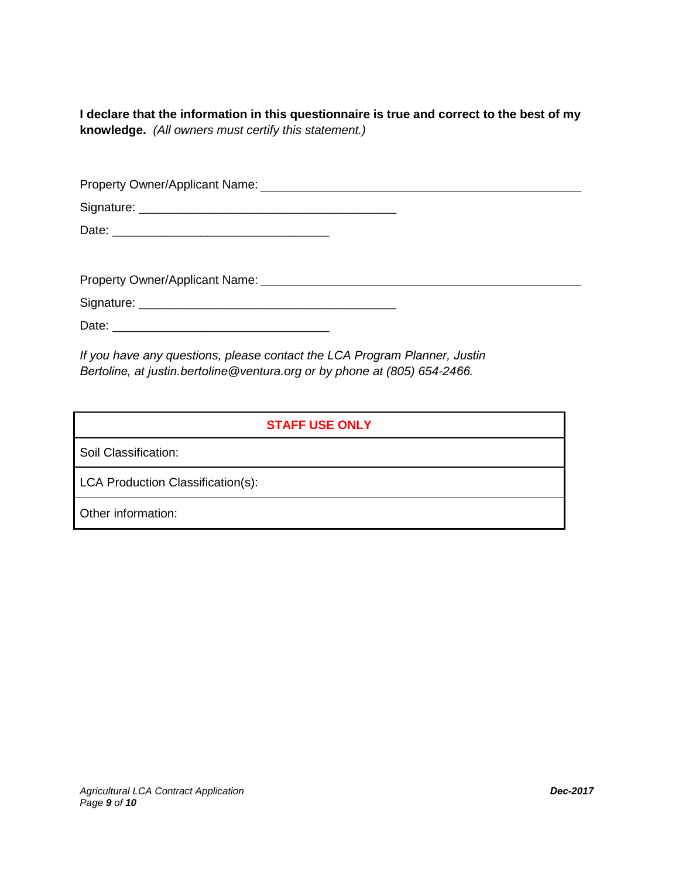**I declare that the information in this questionnaire is true and correct to the best of my knowledge.** *(All owners must certify this statement.)*

Property Owner/Applicant Name: ___________________________________________

Signature: ___________________________________

Date: _____________________________

Property Owner/Applicant Name: ___________________________________________

Signature: ___________________________________

Date: _____________________________

*If you have any questions, please contact the LCA Program Planner, Justin Bertoline, at justin.bertoline@ventura.org or by phone at (805) 654-2466.*

| STAFF USE ONLY |
| --- |
| Soil Classification: |
| LCA Production Classification(s): |
| Other information: |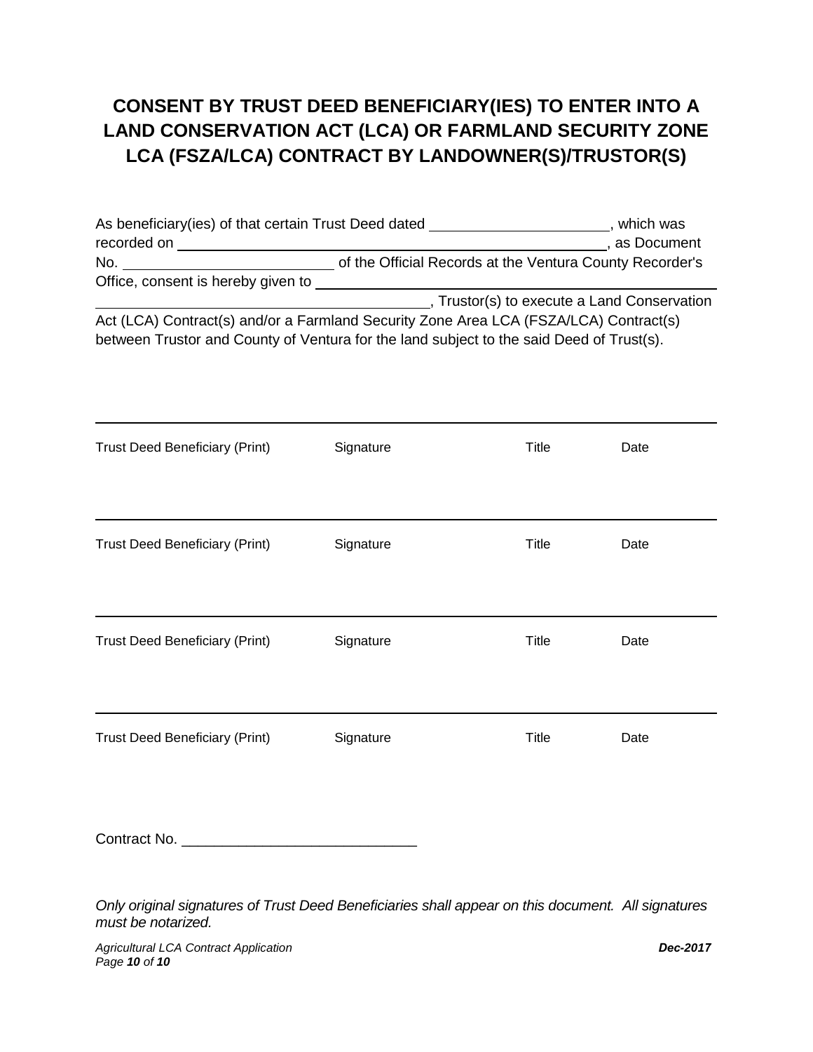# CONSENT BY TRUST DEED BENEFICIARY(IES) TO ENTER INTO A LAND CONSERVATION ACT (LCA) OR FARMLAND SECURITY ZONE LCA (FSZA/LCA) CONTRACT BY LANDOWNER(S)/TRUSTOR(S)

As beneficiary(ies) of that certain Trust Deed dated ______________________, which was recorded on ______________________________________________________, as Document No. __________________________ of the Official Records at the Ventura County Recorder's Office, consent is hereby given to ______________________________________________ ____________________________________________, Trustor(s) to execute a Land Conservation Act (LCA) Contract(s) and/or a Farmland Security Zone Area LCA (FSZA/LCA) Contract(s) between Trustor and County of Ventura for the land subject to the said Deed of Trust(s).

| Trust Deed Beneficiary (Print) | Signature | Title | Date |
|---|---|---|---|
| | | | |

| Trust Deed Beneficiary (Print) | Signature | Title | Date |
|---|---|---|---|
| | | | |

| Trust Deed Beneficiary (Print) | Signature | Title | Date |
|---|---|---|---|
| | | | |

| Trust Deed Beneficiary (Print) | Signature | Title | Date |
|---|---|---|---|
| | | | |

Contract No. ____________________________

*Only original signatures of Trust Deed Beneficiaries shall appear on this document. All signatures must be notarized.*